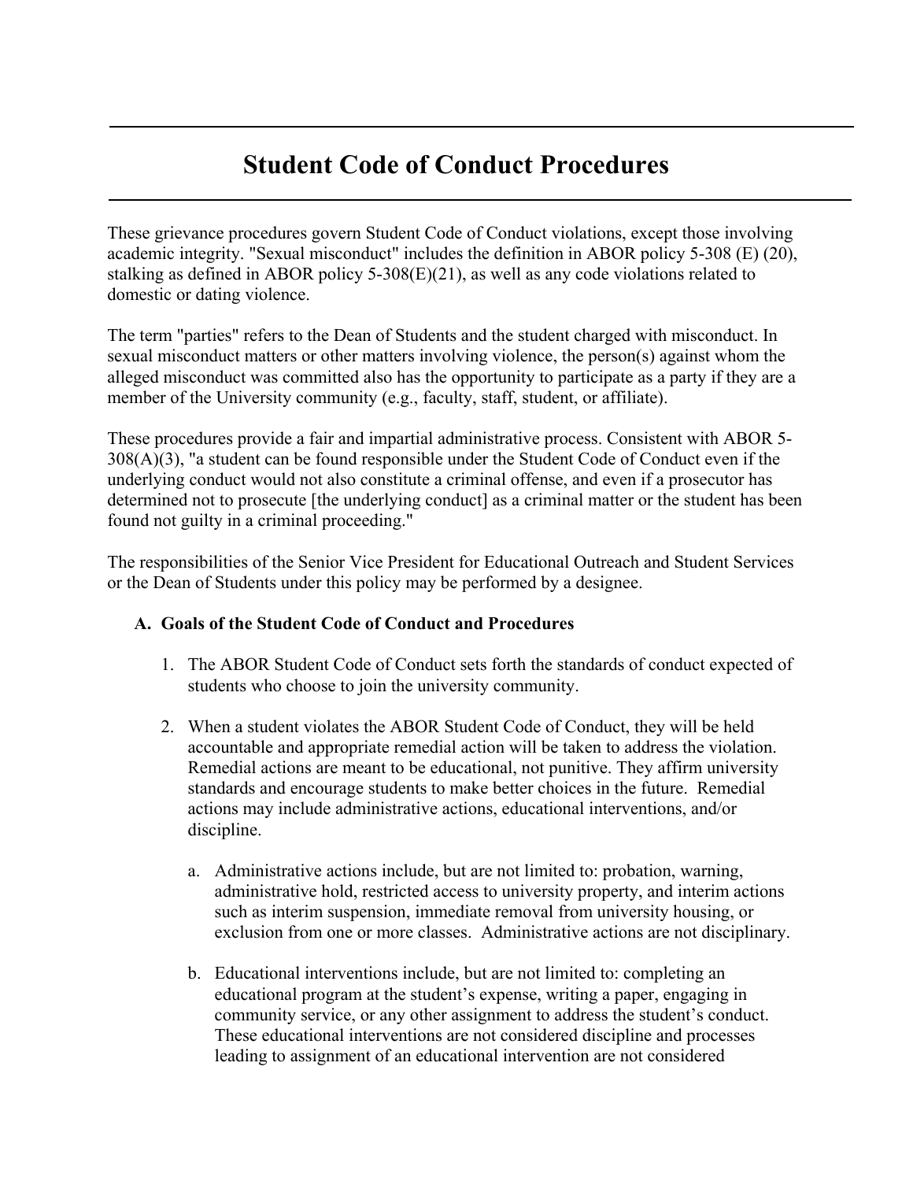# Student Code of Conduct Procedures

These grievance procedures govern Student Code of Conduct violations, except those involving academic integrity. "Sexual misconduct" includes the definition in ABOR policy 5-308 (E) (20), stalking as defined in ABOR policy 5-308(E)(21), as well as any code violations related to domestic or dating violence.

The term "parties" refers to the Dean of Students and the student charged with misconduct. In sexual misconduct matters or other matters involving violence, the person(s) against whom the alleged misconduct was committed also has the opportunity to participate as a party if they are a member of the University community (e.g., faculty, staff, student, or affiliate).

These procedures provide a fair and impartial administrative process. Consistent with ABOR 5-308(A)(3), "a student can be found responsible under the Student Code of Conduct even if the underlying conduct would not also constitute a criminal offense, and even if a prosecutor has determined not to prosecute [the underlying conduct] as a criminal matter or the student has been found not guilty in a criminal proceeding."

The responsibilities of the Senior Vice President for Educational Outreach and Student Services or the Dean of Students under this policy may be performed by a designee.

### A. Goals of the Student Code of Conduct and Procedures

1. The ABOR Student Code of Conduct sets forth the standards of conduct expected of students who choose to join the university community.

2. When a student violates the ABOR Student Code of Conduct, they will be held accountable and appropriate remedial action will be taken to address the violation. Remedial actions are meant to be educational, not punitive. They affirm university standards and encourage students to make better choices in the future. Remedial actions may include administrative actions, educational interventions, and/or discipline.

   a. Administrative actions include, but are not limited to: probation, warning, administrative hold, restricted access to university property, and interim actions such as interim suspension, immediate removal from university housing, or exclusion from one or more classes. Administrative actions are not disciplinary.

   b. Educational interventions include, but are not limited to: completing an educational program at the student's expense, writing a paper, engaging in community service, or any other assignment to address the student's conduct. These educational interventions are not considered discipline and processes leading to assignment of an educational intervention are not considered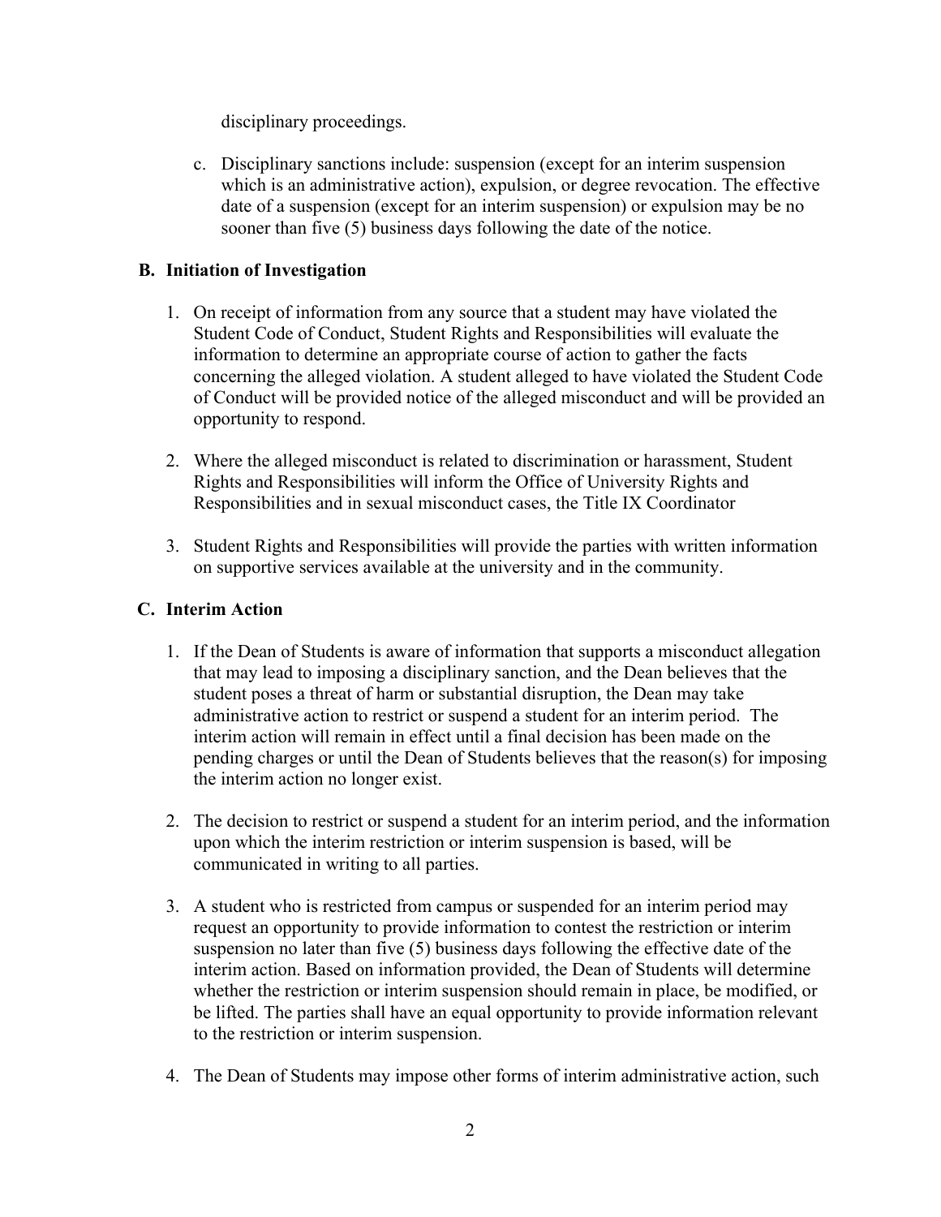disciplinary proceedings.

c. Disciplinary sanctions include: suspension (except for an interim suspension which is an administrative action), expulsion, or degree revocation. The effective date of a suspension (except for an interim suspension) or expulsion may be no sooner than five (5) business days following the date of the notice.

### B. Initiation of Investigation

1. On receipt of information from any source that a student may have violated the Student Code of Conduct, Student Rights and Responsibilities will evaluate the information to determine an appropriate course of action to gather the facts concerning the alleged violation. A student alleged to have violated the Student Code of Conduct will be provided notice of the alleged misconduct and will be provided an opportunity to respond.

2. Where the alleged misconduct is related to discrimination or harassment, Student Rights and Responsibilities will inform the Office of University Rights and Responsibilities and in sexual misconduct cases, the Title IX Coordinator

3. Student Rights and Responsibilities will provide the parties with written information on supportive services available at the university and in the community.

### C. Interim Action

1. If the Dean of Students is aware of information that supports a misconduct allegation that may lead to imposing a disciplinary sanction, and the Dean believes that the student poses a threat of harm or substantial disruption, the Dean may take administrative action to restrict or suspend a student for an interim period. The interim action will remain in effect until a final decision has been made on the pending charges or until the Dean of Students believes that the reason(s) for imposing the interim action no longer exist.

2. The decision to restrict or suspend a student for an interim period, and the information upon which the interim restriction or interim suspension is based, will be communicated in writing to all parties.

3. A student who is restricted from campus or suspended for an interim period may request an opportunity to provide information to contest the restriction or interim suspension no later than five (5) business days following the effective date of the interim action. Based on information provided, the Dean of Students will determine whether the restriction or interim suspension should remain in place, be modified, or be lifted. The parties shall have an equal opportunity to provide information relevant to the restriction or interim suspension.

4. The Dean of Students may impose other forms of interim administrative action, such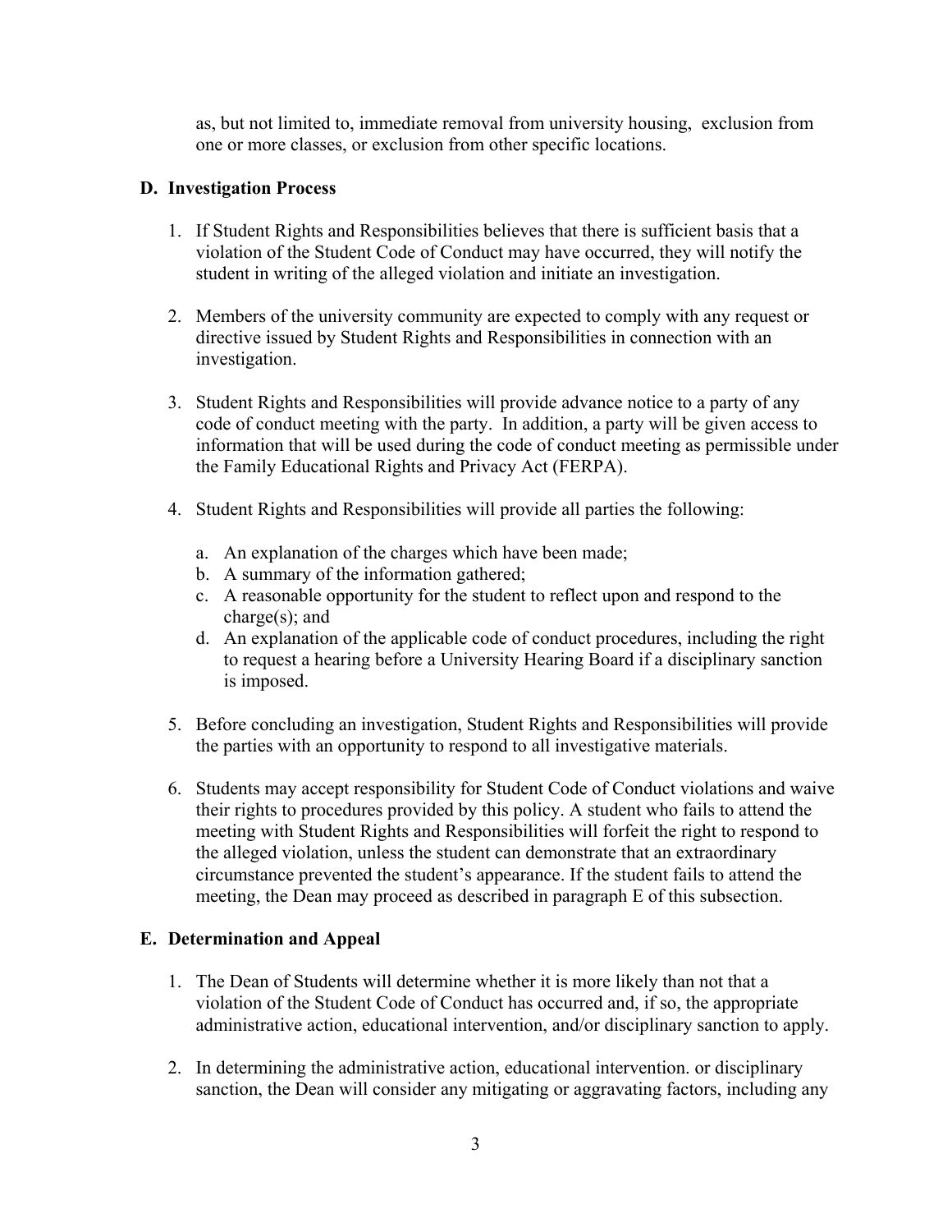as, but not limited to, immediate removal from university housing, exclusion from one or more classes, or exclusion from other specific locations.

### D. Investigation Process

1. If Student Rights and Responsibilities believes that there is sufficient basis that a violation of the Student Code of Conduct may have occurred, they will notify the student in writing of the alleged violation and initiate an investigation.

2. Members of the university community are expected to comply with any request or directive issued by Student Rights and Responsibilities in connection with an investigation.

3. Student Rights and Responsibilities will provide advance notice to a party of any code of conduct meeting with the party. In addition, a party will be given access to information that will be used during the code of conduct meeting as permissible under the Family Educational Rights and Privacy Act (FERPA).

4. Student Rights and Responsibilities will provide all parties the following:

   a. An explanation of the charges which have been made;
   b. A summary of the information gathered;
   c. A reasonable opportunity for the student to reflect upon and respond to the charge(s); and
   d. An explanation of the applicable code of conduct procedures, including the right to request a hearing before a University Hearing Board if a disciplinary sanction is imposed.

5. Before concluding an investigation, Student Rights and Responsibilities will provide the parties with an opportunity to respond to all investigative materials.

6. Students may accept responsibility for Student Code of Conduct violations and waive their rights to procedures provided by this policy. A student who fails to attend the meeting with Student Rights and Responsibilities will forfeit the right to respond to the alleged violation, unless the student can demonstrate that an extraordinary circumstance prevented the student's appearance. If the student fails to attend the meeting, the Dean may proceed as described in paragraph E of this subsection.

### E. Determination and Appeal

1. The Dean of Students will determine whether it is more likely than not that a violation of the Student Code of Conduct has occurred and, if so, the appropriate administrative action, educational intervention, and/or disciplinary sanction to apply.

2. In determining the administrative action, educational intervention. or disciplinary sanction, the Dean will consider any mitigating or aggravating factors, including any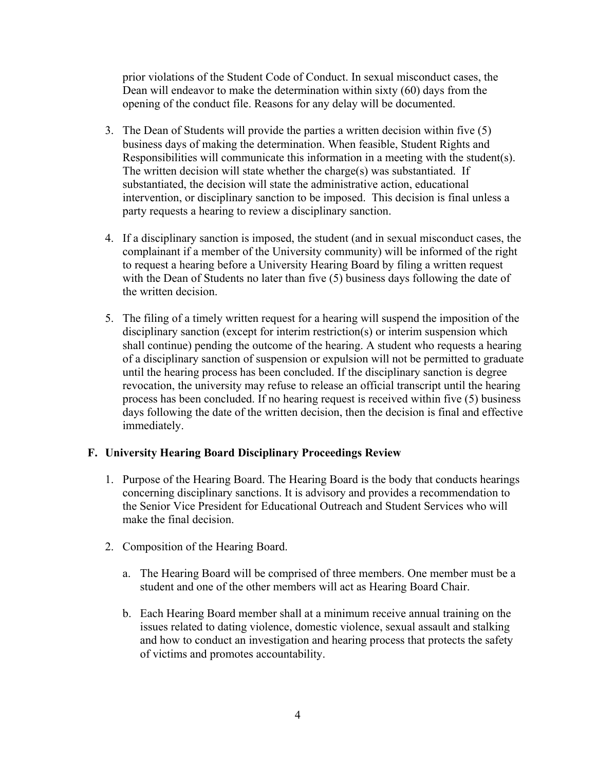prior violations of the Student Code of Conduct. In sexual misconduct cases, the Dean will endeavor to make the determination within sixty (60) days from the opening of the conduct file. Reasons for any delay will be documented.

3. The Dean of Students will provide the parties a written decision within five (5) business days of making the determination. When feasible, Student Rights and Responsibilities will communicate this information in a meeting with the student(s). The written decision will state whether the charge(s) was substantiated. If substantiated, the decision will state the administrative action, educational intervention, or disciplinary sanction to be imposed. This decision is final unless a party requests a hearing to review a disciplinary sanction.

4. If a disciplinary sanction is imposed, the student (and in sexual misconduct cases, the complainant if a member of the University community) will be informed of the right to request a hearing before a University Hearing Board by filing a written request with the Dean of Students no later than five (5) business days following the date of the written decision.

5. The filing of a timely written request for a hearing will suspend the imposition of the disciplinary sanction (except for interim restriction(s) or interim suspension which shall continue) pending the outcome of the hearing. A student who requests a hearing of a disciplinary sanction of suspension or expulsion will not be permitted to graduate until the hearing process has been concluded. If the disciplinary sanction is degree revocation, the university may refuse to release an official transcript until the hearing process has been concluded. If no hearing request is received within five (5) business days following the date of the written decision, then the decision is final and effective immediately.

### F. University Hearing Board Disciplinary Proceedings Review

1. Purpose of the Hearing Board. The Hearing Board is the body that conducts hearings concerning disciplinary sanctions. It is advisory and provides a recommendation to the Senior Vice President for Educational Outreach and Student Services who will make the final decision.

2. Composition of the Hearing Board.

   a. The Hearing Board will be comprised of three members. One member must be a student and one of the other members will act as Hearing Board Chair.

   b. Each Hearing Board member shall at a minimum receive annual training on the issues related to dating violence, domestic violence, sexual assault and stalking and how to conduct an investigation and hearing process that protects the safety of victims and promotes accountability.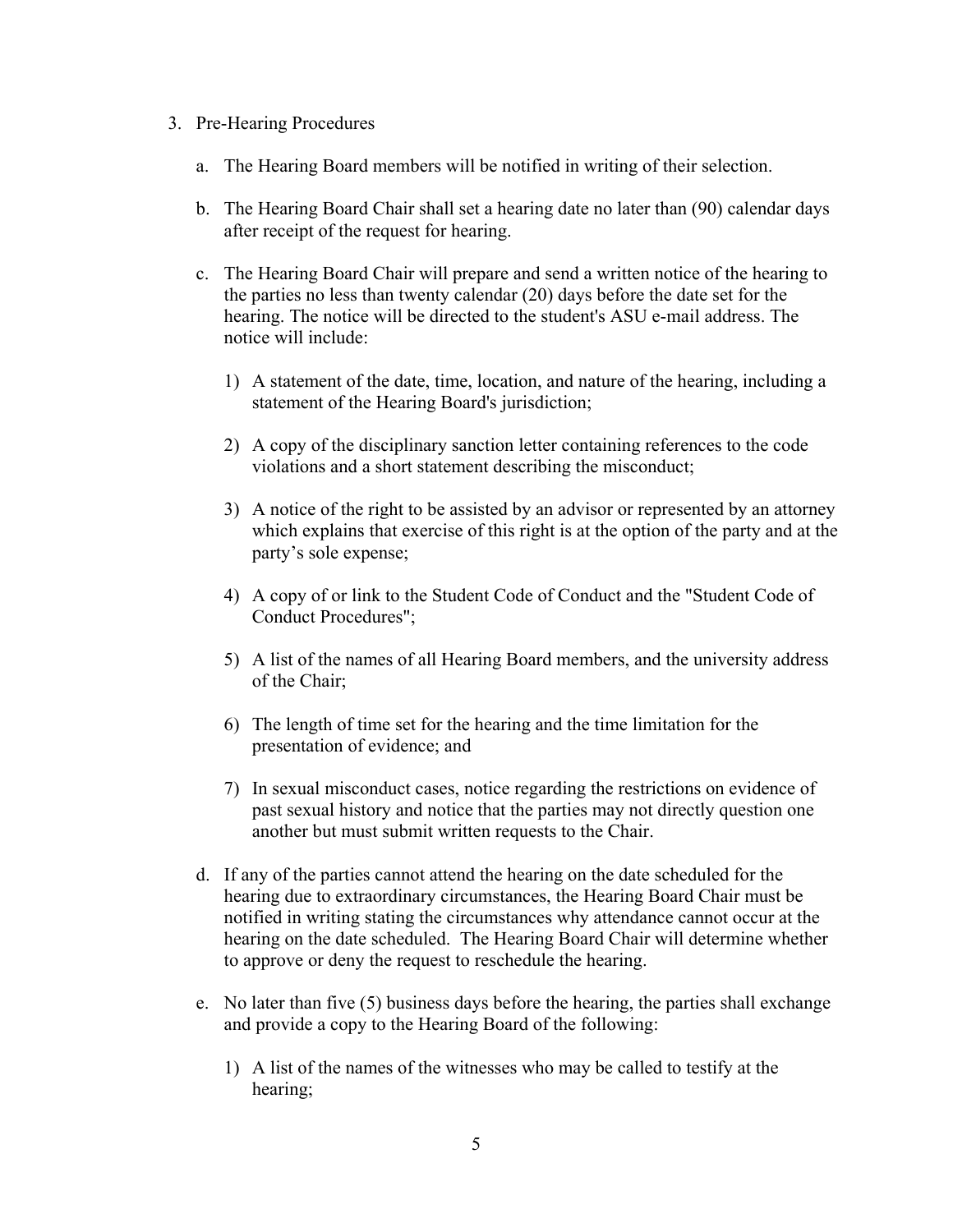3. Pre-Hearing Procedures

   a. The Hearing Board members will be notified in writing of their selection.

   b. The Hearing Board Chair shall set a hearing date no later than (90) calendar days after receipt of the request for hearing.

   c. The Hearing Board Chair will prepare and send a written notice of the hearing to the parties no less than twenty calendar (20) days before the date set for the hearing. The notice will be directed to the student's ASU e-mail address. The notice will include:

      1) A statement of the date, time, location, and nature of the hearing, including a statement of the Hearing Board's jurisdiction;

      2) A copy of the disciplinary sanction letter containing references to the code violations and a short statement describing the misconduct;

      3) A notice of the right to be assisted by an advisor or represented by an attorney which explains that exercise of this right is at the option of the party and at the party's sole expense;

      4) A copy of or link to the Student Code of Conduct and the "Student Code of Conduct Procedures";

      5) A list of the names of all Hearing Board members, and the university address of the Chair;

      6) The length of time set for the hearing and the time limitation for the presentation of evidence; and

      7) In sexual misconduct cases, notice regarding the restrictions on evidence of past sexual history and notice that the parties may not directly question one another but must submit written requests to the Chair.

   d. If any of the parties cannot attend the hearing on the date scheduled for the hearing due to extraordinary circumstances, the Hearing Board Chair must be notified in writing stating the circumstances why attendance cannot occur at the hearing on the date scheduled. The Hearing Board Chair will determine whether to approve or deny the request to reschedule the hearing.

   e. No later than five (5) business days before the hearing, the parties shall exchange and provide a copy to the Hearing Board of the following:

      1) A list of the names of the witnesses who may be called to testify at the hearing;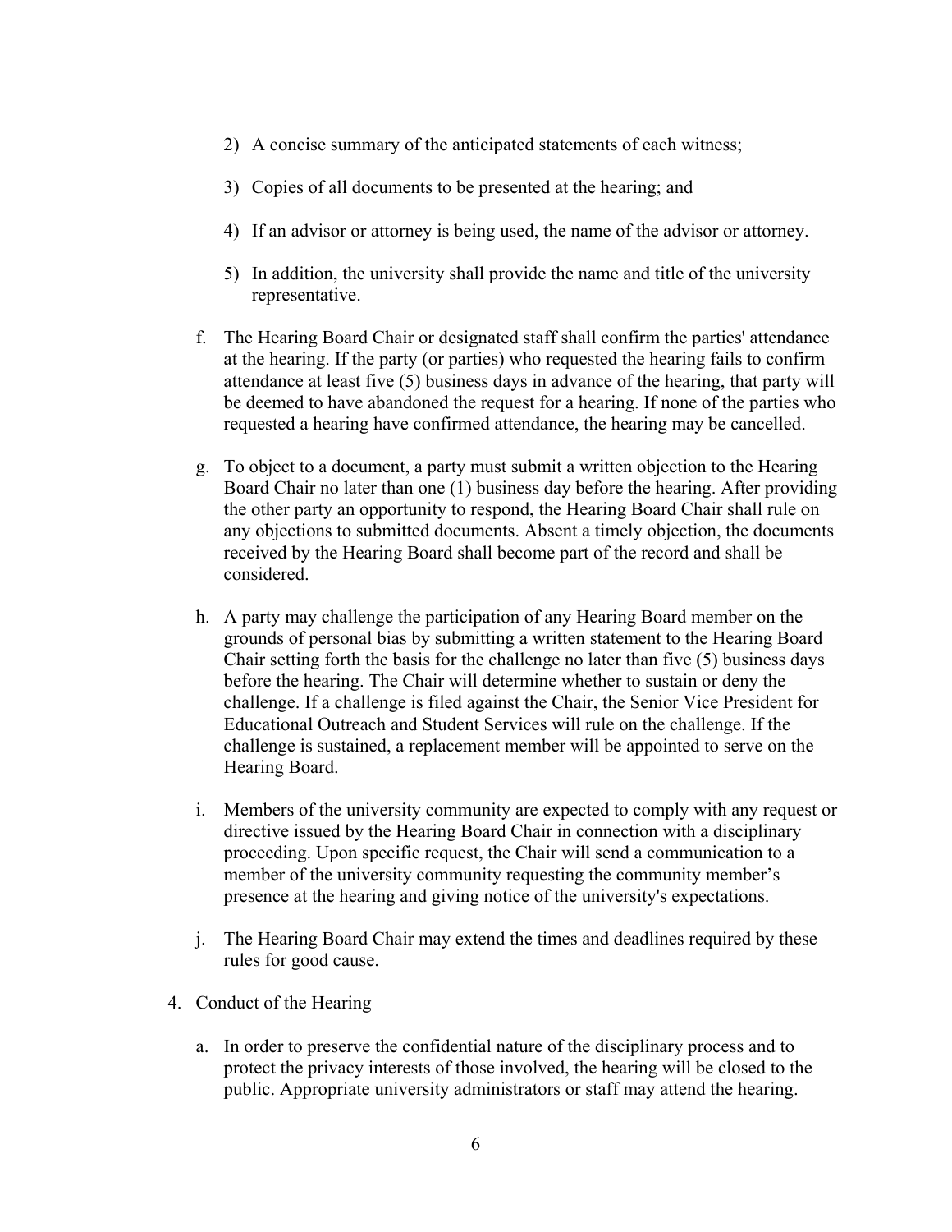2) A concise summary of the anticipated statements of each witness;

3) Copies of all documents to be presented at the hearing; and

4) If an advisor or attorney is being used, the name of the advisor or attorney.

5) In addition, the university shall provide the name and title of the university representative.

f. The Hearing Board Chair or designated staff shall confirm the parties' attendance at the hearing. If the party (or parties) who requested the hearing fails to confirm attendance at least five (5) business days in advance of the hearing, that party will be deemed to have abandoned the request for a hearing. If none of the parties who requested a hearing have confirmed attendance, the hearing may be cancelled.

g. To object to a document, a party must submit a written objection to the Hearing Board Chair no later than one (1) business day before the hearing. After providing the other party an opportunity to respond, the Hearing Board Chair shall rule on any objections to submitted documents. Absent a timely objection, the documents received by the Hearing Board shall become part of the record and shall be considered.

h. A party may challenge the participation of any Hearing Board member on the grounds of personal bias by submitting a written statement to the Hearing Board Chair setting forth the basis for the challenge no later than five (5) business days before the hearing. The Chair will determine whether to sustain or deny the challenge. If a challenge is filed against the Chair, the Senior Vice President for Educational Outreach and Student Services will rule on the challenge. If the challenge is sustained, a replacement member will be appointed to serve on the Hearing Board.

i. Members of the university community are expected to comply with any request or directive issued by the Hearing Board Chair in connection with a disciplinary proceeding. Upon specific request, the Chair will send a communication to a member of the university community requesting the community member's presence at the hearing and giving notice of the university's expectations.

j. The Hearing Board Chair may extend the times and deadlines required by these rules for good cause.

4. Conduct of the Hearing

   a. In order to preserve the confidential nature of the disciplinary process and to protect the privacy interests of those involved, the hearing will be closed to the public. Appropriate university administrators or staff may attend the hearing.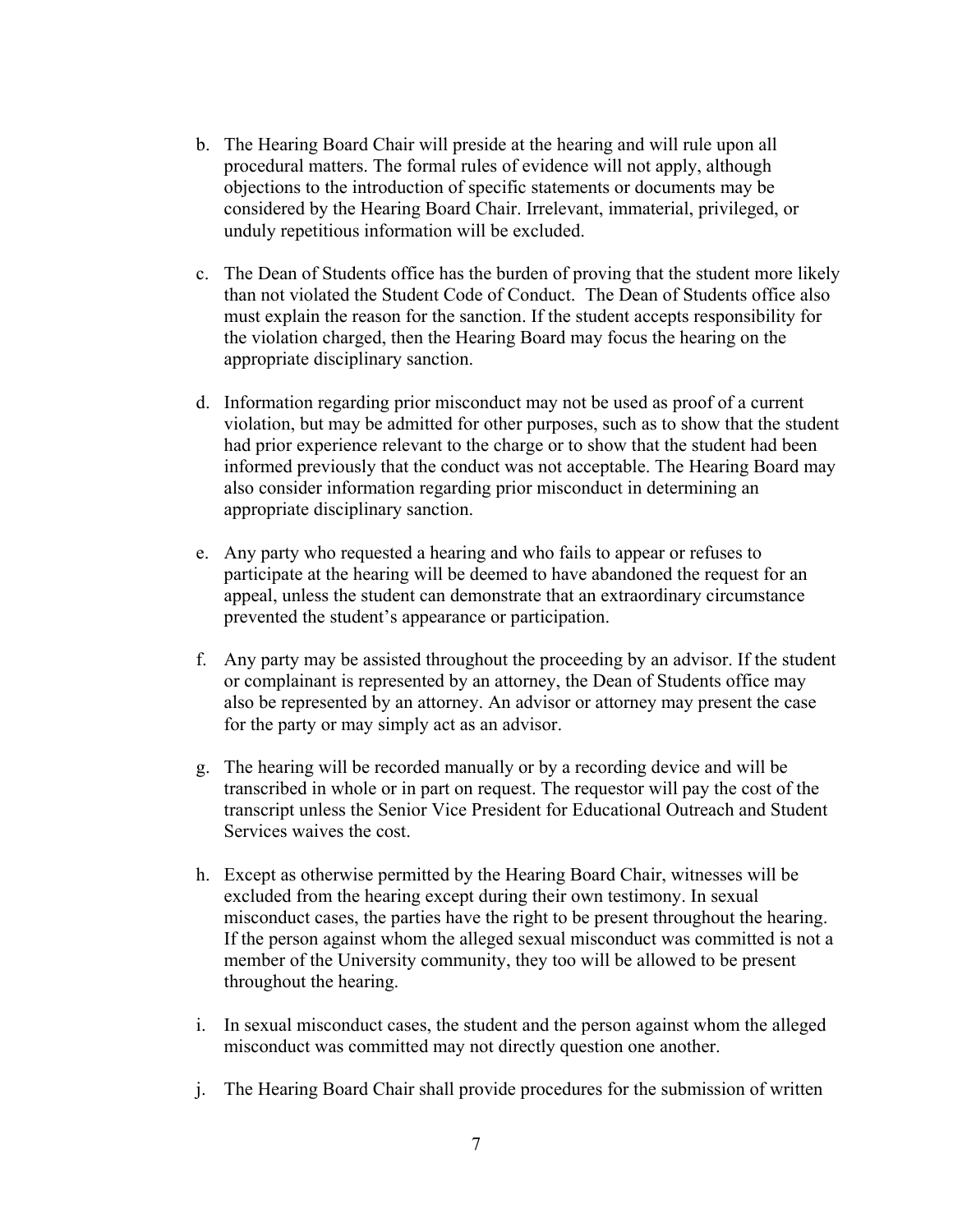b. The Hearing Board Chair will preside at the hearing and will rule upon all procedural matters. The formal rules of evidence will not apply, although objections to the introduction of specific statements or documents may be considered by the Hearing Board Chair. Irrelevant, immaterial, privileged, or unduly repetitious information will be excluded.

c. The Dean of Students office has the burden of proving that the student more likely than not violated the Student Code of Conduct. The Dean of Students office also must explain the reason for the sanction. If the student accepts responsibility for the violation charged, then the Hearing Board may focus the hearing on the appropriate disciplinary sanction.

d. Information regarding prior misconduct may not be used as proof of a current violation, but may be admitted for other purposes, such as to show that the student had prior experience relevant to the charge or to show that the student had been informed previously that the conduct was not acceptable. The Hearing Board may also consider information regarding prior misconduct in determining an appropriate disciplinary sanction.

e. Any party who requested a hearing and who fails to appear or refuses to participate at the hearing will be deemed to have abandoned the request for an appeal, unless the student can demonstrate that an extraordinary circumstance prevented the student's appearance or participation.

f. Any party may be assisted throughout the proceeding by an advisor. If the student or complainant is represented by an attorney, the Dean of Students office may also be represented by an attorney. An advisor or attorney may present the case for the party or may simply act as an advisor.

g. The hearing will be recorded manually or by a recording device and will be transcribed in whole or in part on request. The requestor will pay the cost of the transcript unless the Senior Vice President for Educational Outreach and Student Services waives the cost.

h. Except as otherwise permitted by the Hearing Board Chair, witnesses will be excluded from the hearing except during their own testimony. In sexual misconduct cases, the parties have the right to be present throughout the hearing. If the person against whom the alleged sexual misconduct was committed is not a member of the University community, they too will be allowed to be present throughout the hearing.

i. In sexual misconduct cases, the student and the person against whom the alleged misconduct was committed may not directly question one another.

j. The Hearing Board Chair shall provide procedures for the submission of written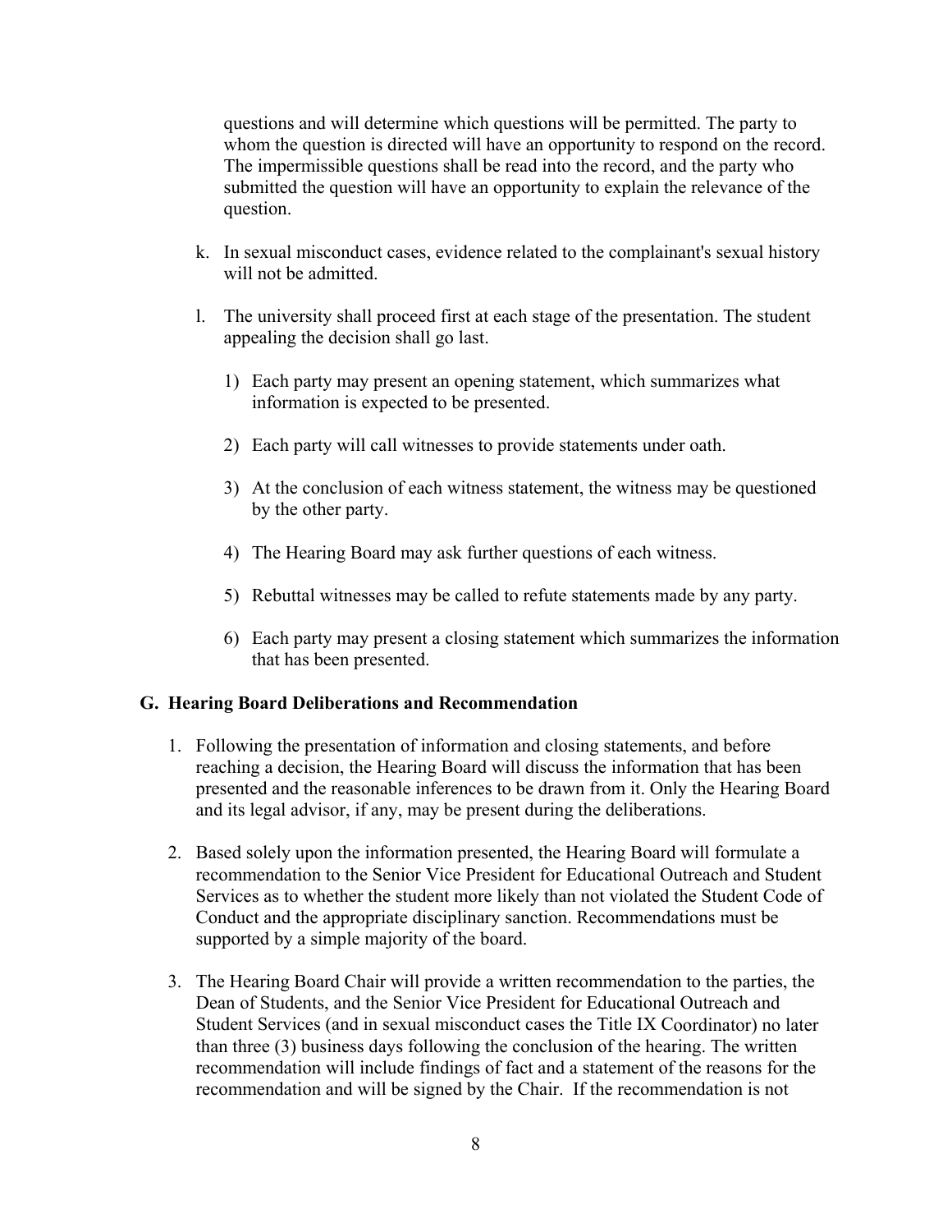questions and will determine which questions will be permitted. The party to whom the question is directed will have an opportunity to respond on the record. The impermissible questions shall be read into the record, and the party who submitted the question will have an opportunity to explain the relevance of the question.

k. In sexual misconduct cases, evidence related to the complainant's sexual history will not be admitted.

l. The university shall proceed first at each stage of the presentation. The student appealing the decision shall go last.

   1) Each party may present an opening statement, which summarizes what information is expected to be presented.

   2) Each party will call witnesses to provide statements under oath.

   3) At the conclusion of each witness statement, the witness may be questioned by the other party.

   4) The Hearing Board may ask further questions of each witness.

   5) Rebuttal witnesses may be called to refute statements made by any party.

   6) Each party may present a closing statement which summarizes the information that has been presented.

### G. Hearing Board Deliberations and Recommendation

1. Following the presentation of information and closing statements, and before reaching a decision, the Hearing Board will discuss the information that has been presented and the reasonable inferences to be drawn from it. Only the Hearing Board and its legal advisor, if any, may be present during the deliberations.

2. Based solely upon the information presented, the Hearing Board will formulate a recommendation to the Senior Vice President for Educational Outreach and Student Services as to whether the student more likely than not violated the Student Code of Conduct and the appropriate disciplinary sanction. Recommendations must be supported by a simple majority of the board.

3. The Hearing Board Chair will provide a written recommendation to the parties, the Dean of Students, and the Senior Vice President for Educational Outreach and Student Services (and in sexual misconduct cases the Title IX Coordinator) no later than three (3) business days following the conclusion of the hearing. The written recommendation will include findings of fact and a statement of the reasons for the recommendation and will be signed by the Chair. If the recommendation is not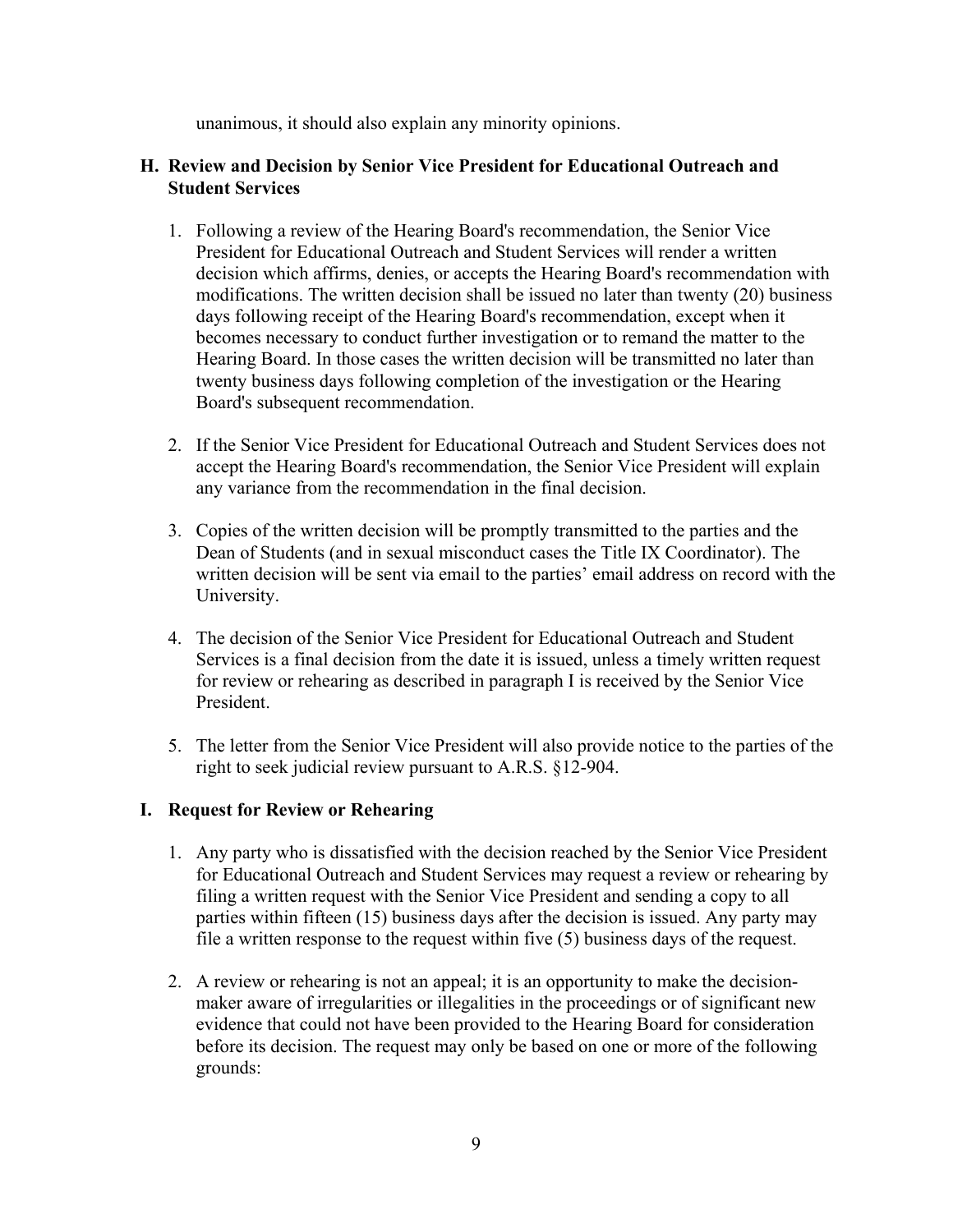unanimous, it should also explain any minority opinions.

## H. Review and Decision by Senior Vice President for Educational Outreach and Student Services

1. Following a review of the Hearing Board's recommendation, the Senior Vice President for Educational Outreach and Student Services will render a written decision which affirms, denies, or accepts the Hearing Board's recommendation with modifications. The written decision shall be issued no later than twenty (20) business days following receipt of the Hearing Board's recommendation, except when it becomes necessary to conduct further investigation or to remand the matter to the Hearing Board. In those cases the written decision will be transmitted no later than twenty business days following completion of the investigation or the Hearing Board's subsequent recommendation.

2. If the Senior Vice President for Educational Outreach and Student Services does not accept the Hearing Board's recommendation, the Senior Vice President will explain any variance from the recommendation in the final decision.

3. Copies of the written decision will be promptly transmitted to the parties and the Dean of Students (and in sexual misconduct cases the Title IX Coordinator). The written decision will be sent via email to the parties' email address on record with the University.

4. The decision of the Senior Vice President for Educational Outreach and Student Services is a final decision from the date it is issued, unless a timely written request for review or rehearing as described in paragraph I is received by the Senior Vice President.

5. The letter from the Senior Vice President will also provide notice to the parties of the right to seek judicial review pursuant to A.R.S. §12-904.

## I. Request for Review or Rehearing

1. Any party who is dissatisfied with the decision reached by the Senior Vice President for Educational Outreach and Student Services may request a review or rehearing by filing a written request with the Senior Vice President and sending a copy to all parties within fifteen (15) business days after the decision is issued. Any party may file a written response to the request within five (5) business days of the request.

2. A review or rehearing is not an appeal; it is an opportunity to make the decision-maker aware of irregularities or illegalities in the proceedings or of significant new evidence that could not have been provided to the Hearing Board for consideration before its decision. The request may only be based on one or more of the following grounds: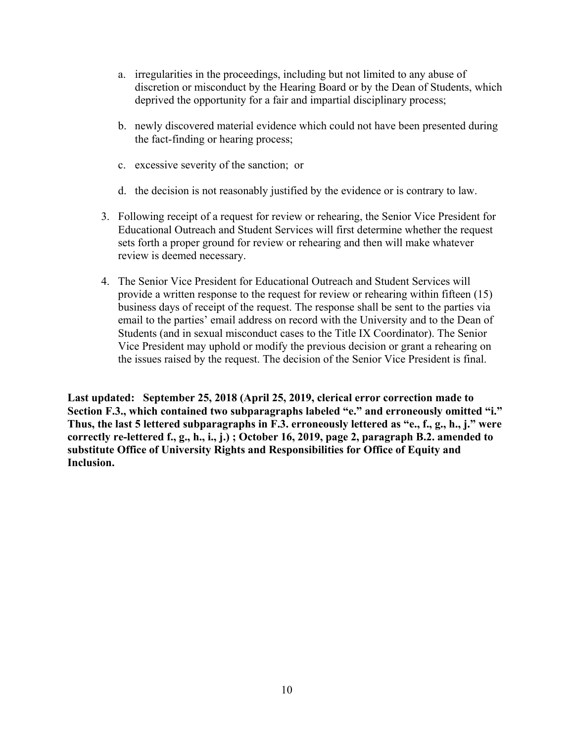a. irregularities in the proceedings, including but not limited to any abuse of discretion or misconduct by the Hearing Board or by the Dean of Students, which deprived the opportunity for a fair and impartial disciplinary process;

   b. newly discovered material evidence which could not have been presented during the fact-finding or hearing process;

   c. excessive severity of the sanction; or

   d. the decision is not reasonably justified by the evidence or is contrary to law.

3. Following receipt of a request for review or rehearing, the Senior Vice President for Educational Outreach and Student Services will first determine whether the request sets forth a proper ground for review or rehearing and then will make whatever review is deemed necessary.

4. The Senior Vice President for Educational Outreach and Student Services will provide a written response to the request for review or rehearing within fifteen (15) business days of receipt of the request. The response shall be sent to the parties via email to the parties' email address on record with the University and to the Dean of Students (and in sexual misconduct cases to the Title IX Coordinator). The Senior Vice President may uphold or modify the previous decision or grant a rehearing on the issues raised by the request. The decision of the Senior Vice President is final.

**Last updated: September 25, 2018 (April 25, 2019, clerical error correction made to Section F.3., which contained two subparagraphs labeled "e." and erroneously omitted "i." Thus, the last 5 lettered subparagraphs in F.3. erroneously lettered as "e., f., g., h., j." were correctly re-lettered f., g., h., i., j.) ; October 16, 2019, page 2, paragraph B.2. amended to substitute Office of University Rights and Responsibilities for Office of Equity and Inclusion.**